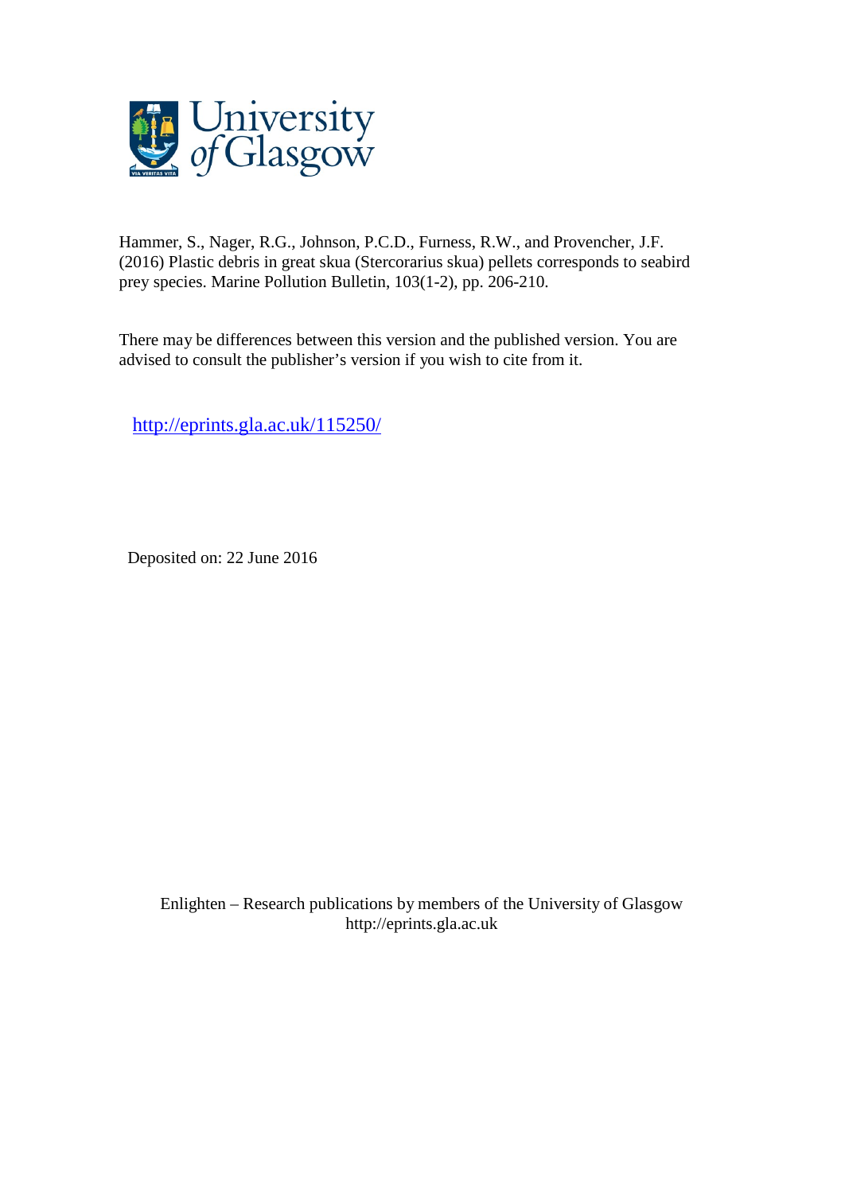Hammer, S., Nager, R.G., Johnson, P.C.D., Furness, R.W., and Provencher, J.F. (2016) Plastic debris in great skua (Stercorarius skua) pellets corresponds to seabird prey species. Marine Pollution Bulletin, 103(1-2), pp. 206-210.

There may be differences between this version and the published version. You are advised to consult the publisher's version if you wish to cite from it.

http://eprints.gla.ac.uk/115250/

Deposited on: 22 June 2016

Enlighten – Research publications by members of the University of Glasgow
http://eprints.gla.ac.uk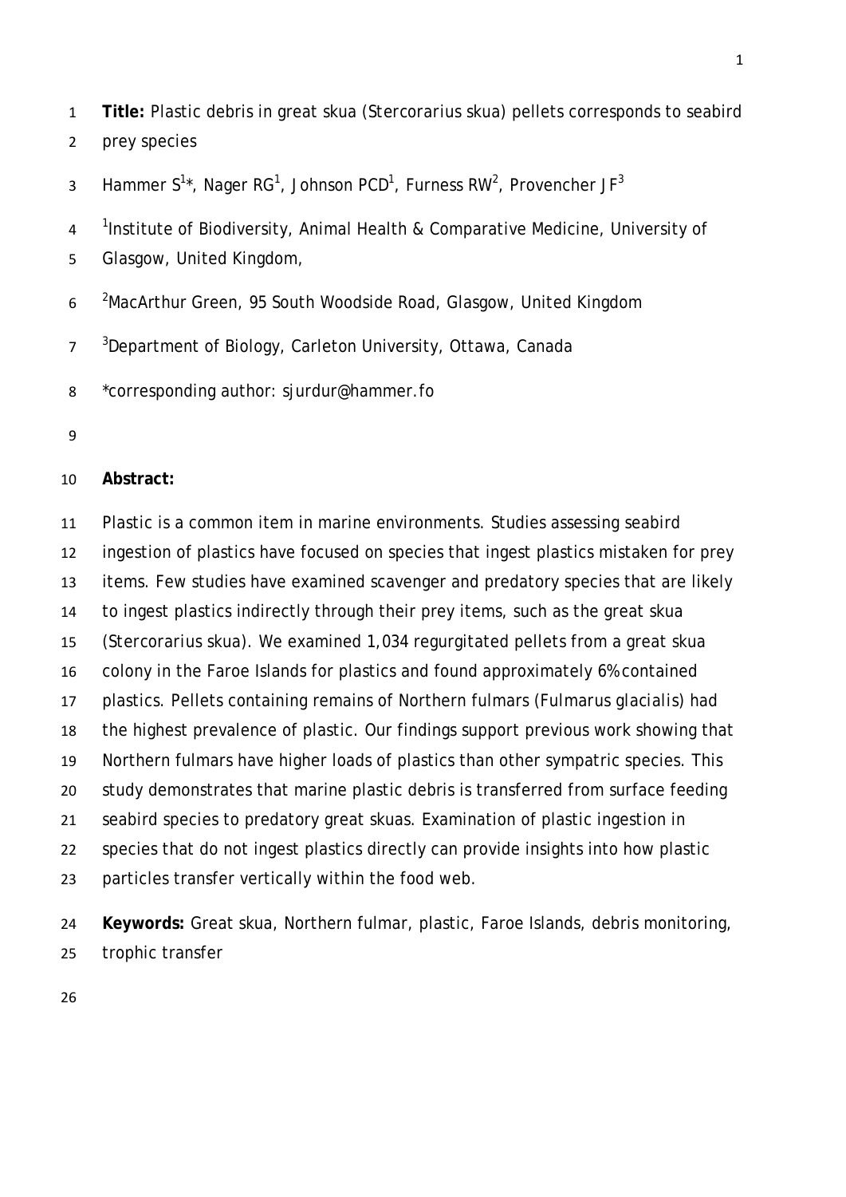**Title:** Plastic debris in great skua (*Stercorarius skua*) pellets corresponds to seabird prey species

Hammer S[1]*, Nager RG[1], Johnson PCD[1], Furness RW[2], Provencher JF[3]

[1]Institute of Biodiversity, Animal Health & Comparative Medicine, University of Glasgow, United Kingdom,

[2]MacArthur Green, 95 South Woodside Road, Glasgow, United Kingdom

[3]Department of Biology, Carleton University, Ottawa, Canada

*corresponding author: sjurdur@hammer.fo

**Abstract:**

Plastic is a common item in marine environments. Studies assessing seabird ingestion of plastics have focused on species that ingest plastics mistaken for prey items. Few studies have examined scavenger and predatory species that are likely to ingest plastics indirectly through their prey items, such as the great skua (*Stercorarius skua*). We examined 1,034 regurgitated pellets from a great skua colony in the Faroe Islands for plastics and found approximately 6% contained plastics. Pellets containing remains of Northern fulmars (*Fulmarus glacialis*) had the highest prevalence of plastic. Our findings support previous work showing that Northern fulmars have higher loads of plastics than other sympatric species. This study demonstrates that marine plastic debris is transferred from surface feeding seabird species to predatory great skuas. Examination of plastic ingestion in species that do not ingest plastics directly can provide insights into how plastic particles transfer vertically within the food web.

**Keywords:** Great skua, Northern fulmar, plastic, Faroe Islands, debris monitoring, trophic transfer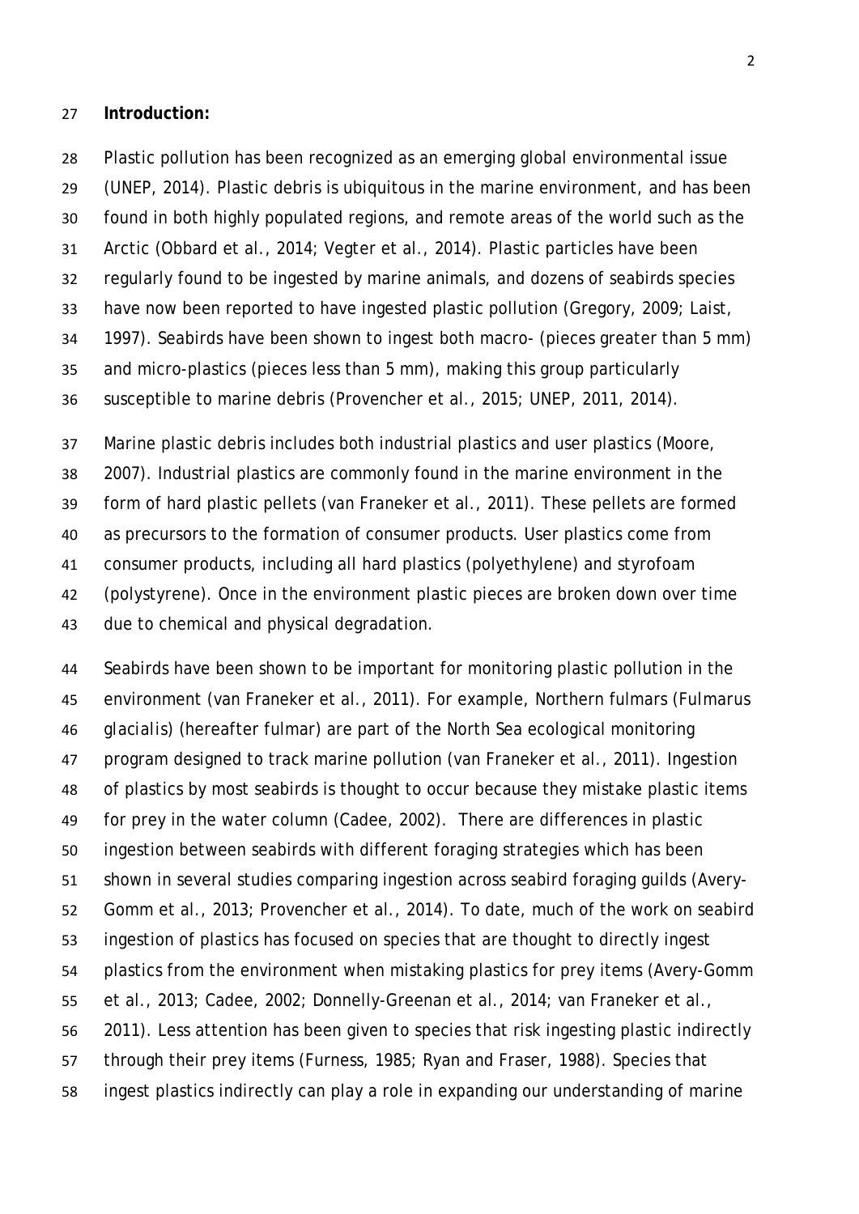**Introduction:**

Plastic pollution has been recognized as an emerging global environmental issue (UNEP, 2014). Plastic debris is ubiquitous in the marine environment, and has been found in both highly populated regions, and remote areas of the world such as the Arctic (Obbard et al., 2014; Vegter et al., 2014). Plastic particles have been regularly found to be ingested by marine animals, and dozens of seabirds species have now been reported to have ingested plastic pollution (Gregory, 2009; Laist, 1997). Seabirds have been shown to ingest both macro- (pieces greater than 5 mm) and micro-plastics (pieces less than 5 mm), making this group particularly susceptible to marine debris (Provencher et al., 2015; UNEP, 2011, 2014).

Marine plastic debris includes both industrial plastics and user plastics (Moore, 2007). Industrial plastics are commonly found in the marine environment in the form of hard plastic pellets (van Franeker et al., 2011). These pellets are formed as precursors to the formation of consumer products. User plastics come from consumer products, including all hard plastics (polyethylene) and styrofoam (polystyrene). Once in the environment plastic pieces are broken down over time due to chemical and physical degradation.

Seabirds have been shown to be important for monitoring plastic pollution in the environment (van Franeker et al., 2011). For example, Northern fulmars (*Fulmarus glacialis*) (hereafter fulmar) are part of the North Sea ecological monitoring program designed to track marine pollution (van Franeker et al., 2011). Ingestion of plastics by most seabirds is thought to occur because they mistake plastic items for prey in the water column (Cadee, 2002). There are differences in plastic ingestion between seabirds with different foraging strategies which has been shown in several studies comparing ingestion across seabird foraging guilds (Avery-Gomm et al., 2013; Provencher et al., 2014). To date, much of the work on seabird ingestion of plastics has focused on species that are thought to directly ingest plastics from the environment when mistaking plastics for prey items (Avery-Gomm et al., 2013; Cadee, 2002; Donnelly-Greenan et al., 2014; van Franeker et al., 2011). Less attention has been given to species that risk ingesting plastic indirectly through their prey items (Furness, 1985; Ryan and Fraser, 1988). Species that ingest plastics indirectly can play a role in expanding our understanding of marine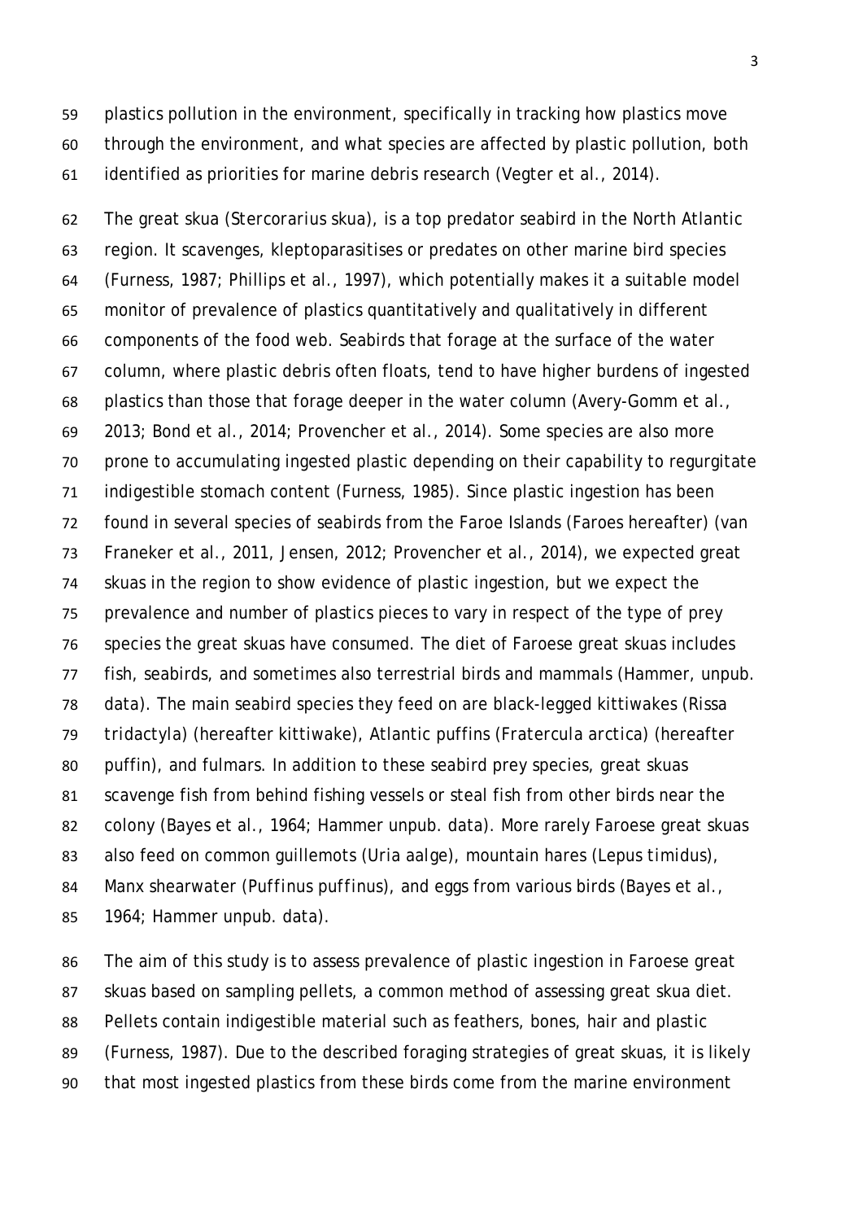plastics pollution in the environment, specifically in tracking how plastics move through the environment, and what species are affected by plastic pollution, both identified as priorities for marine debris research (Vegter et al., 2014).

The great skua (*Stercorarius skua*), is a top predator seabird in the North Atlantic region. It scavenges, kleptoparasitises or predates on other marine bird species (Furness, 1987; Phillips et al., 1997), which potentially makes it a suitable model monitor of prevalence of plastics quantitatively and qualitatively in different components of the food web. Seabirds that forage at the surface of the water column, where plastic debris often floats, tend to have higher burdens of ingested plastics than those that forage deeper in the water column (Avery-Gomm et al., 2013; Bond et al., 2014; Provencher et al., 2014). Some species are also more prone to accumulating ingested plastic depending on their capability to regurgitate indigestible stomach content (Furness, 1985). Since plastic ingestion has been found in several species of seabirds from the Faroe Islands (Faroes hereafter) (van Franeker et al., 2011, Jensen, 2012; Provencher et al., 2014), we expected great skuas in the region to show evidence of plastic ingestion, but we expect the prevalence and number of plastics pieces to vary in respect of the type of prey species the great skuas have consumed. The diet of Faroese great skuas includes fish, seabirds, and sometimes also terrestrial birds and mammals (Hammer, unpub. data). The main seabird species they feed on are black-legged kittiwakes (*Rissa tridactyla*) (hereafter kittiwake), Atlantic puffins (*Fratercula arctica*) (hereafter puffin), and fulmars. In addition to these seabird prey species, great skuas scavenge fish from behind fishing vessels or steal fish from other birds near the colony (Bayes et al., 1964; Hammer unpub. data). More rarely Faroese great skuas also feed on common guillemots (*Uria aalge*), mountain hares (*Lepus timidus*), Manx shearwater (*Puffinus puffinus*), and eggs from various birds (Bayes et al., 1964; Hammer unpub. data).

The aim of this study is to assess prevalence of plastic ingestion in Faroese great skuas based on sampling pellets, a common method of assessing great skua diet. Pellets contain indigestible material such as feathers, bones, hair and plastic (Furness, 1987). Due to the described foraging strategies of great skuas, it is likely that most ingested plastics from these birds come from the marine environment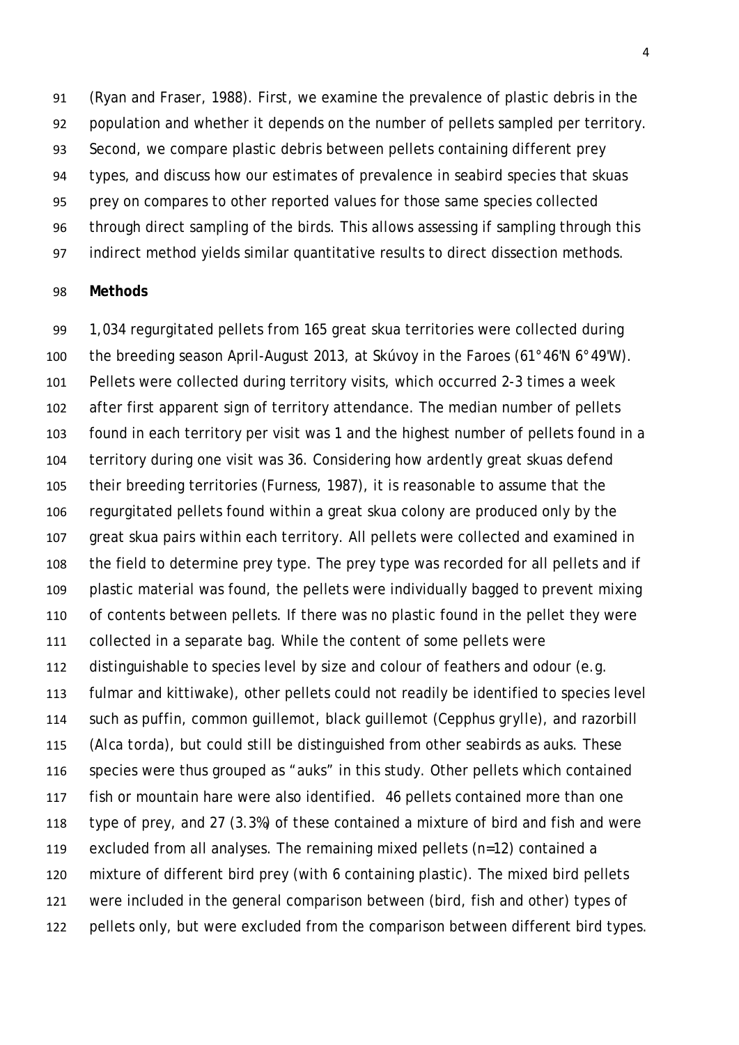(Ryan and Fraser, 1988). First, we examine the prevalence of plastic debris in the population and whether it depends on the number of pellets sampled per territory. Second, we compare plastic debris between pellets containing different prey types, and discuss how our estimates of prevalence in seabird species that skuas prey on compares to other reported values for those same species collected through direct sampling of the birds. This allows assessing if sampling through this indirect method yields similar quantitative results to direct dissection methods.

## Methods

1,034 regurgitated pellets from 165 great skua territories were collected during the breeding season April-August 2013, at Skúvoy in the Faroes (61°46'N 6°49'W). Pellets were collected during territory visits, which occurred 2-3 times a week after first apparent sign of territory attendance. The median number of pellets found in each territory per visit was 1 and the highest number of pellets found in a territory during one visit was 36. Considering how ardently great skuas defend their breeding territories (Furness, 1987), it is reasonable to assume that the regurgitated pellets found within a great skua colony are produced only by the great skua pairs within each territory. All pellets were collected and examined in the field to determine prey type. The prey type was recorded for all pellets and if plastic material was found, the pellets were individually bagged to prevent mixing of contents between pellets. If there was no plastic found in the pellet they were collected in a separate bag. While the content of some pellets were distinguishable to species level by size and colour of feathers and odour (e.g. fulmar and kittiwake), other pellets could not readily be identified to species level such as puffin, common guillemot, black guillemot (*Cepphus grylle*), and razorbill (*Alca torda*), but could still be distinguished from other seabirds as auks. These species were thus grouped as "auks" in this study. Other pellets which contained fish or mountain hare were also identified. 46 pellets contained more than one type of prey, and 27 (3.3%) of these contained a mixture of bird and fish and were excluded from all analyses. The remaining mixed pellets (n=12) contained a mixture of different bird prey (with 6 containing plastic). The mixed bird pellets were included in the general comparison between (bird, fish and other) types of pellets only, but were excluded from the comparison between different bird types.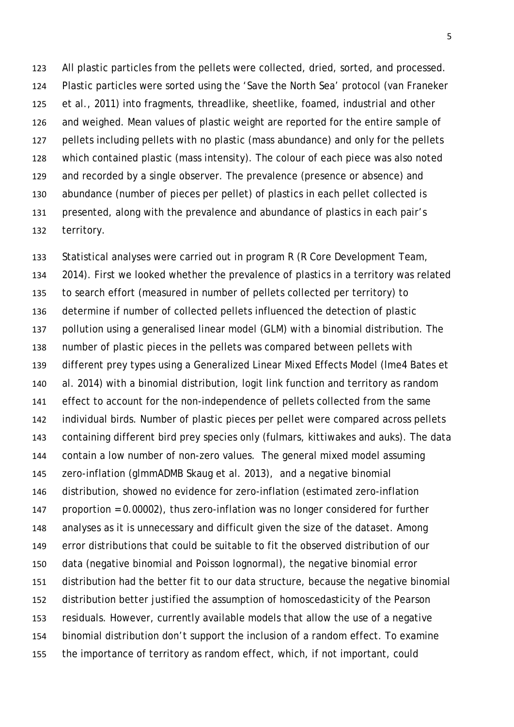All plastic particles from the pellets were collected, dried, sorted, and processed. Plastic particles were sorted using the 'Save the North Sea' protocol (van Franeker et al., 2011) into fragments, threadlike, sheetlike, foamed, industrial and other and weighed. Mean values of plastic weight are reported for the entire sample of pellets including pellets with no plastic (mass abundance) and only for the pellets which contained plastic (mass intensity). The colour of each piece was also noted and recorded by a single observer. The prevalence (presence or absence) and abundance (number of pieces per pellet) of plastics in each pellet collected is presented, along with the prevalence and abundance of plastics in each pair's territory.

Statistical analyses were carried out in program R (R Core Development Team, 2014). First we looked whether the prevalence of plastics in a territory was related to search effort (measured in number of pellets collected per territory) to determine if number of collected pellets influenced the detection of plastic pollution using a generalised linear model (GLM) with a binomial distribution. The number of plastic pieces in the pellets was compared between pellets with different prey types using a Generalized Linear Mixed Effects Model (lme4 Bates et al. 2014) with a binomial distribution, logit link function and territory as random effect to account for the non-independence of pellets collected from the same individual birds. Number of plastic pieces per pellet were compared across pellets containing different bird prey species only (fulmars, kittiwakes and auks). The data contain a low number of non-zero values. The general mixed model assuming zero-inflation (glmmADMB Skaug et al. 2013), and a negative binomial distribution, showed no evidence for zero-inflation (estimated zero-inflation proportion = 0.00002), thus zero-inflation was no longer considered for further analyses as it is unnecessary and difficult given the size of the dataset. Among error distributions that could be suitable to fit the observed distribution of our data (negative binomial and Poisson lognormal), the negative binomial error distribution had the better fit to our data structure, because the negative binomial distribution better justified the assumption of homoscedasticity of the Pearson residuals. However, currently available models that allow the use of a negative binomial distribution don't support the inclusion of a random effect. To examine the importance of territory as random effect, which, if not important, could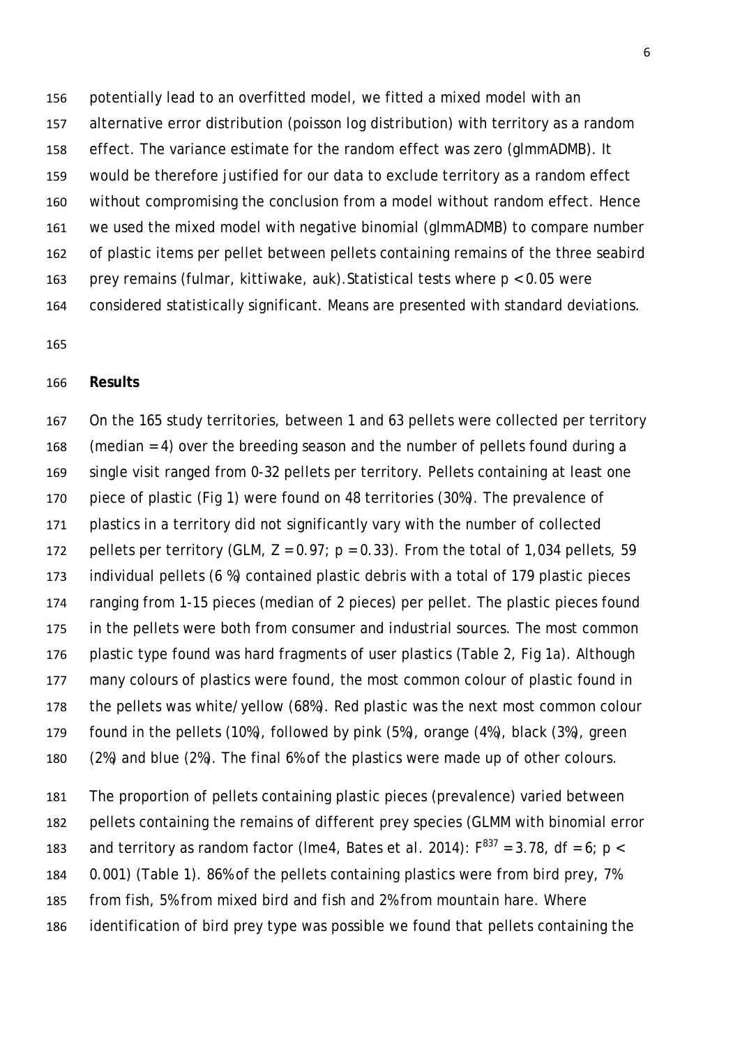potentially lead to an overfitted model, we fitted a mixed model with an alternative error distribution (poisson log distribution) with territory as a random effect. The variance estimate for the random effect was zero (glmmADMB). It would be therefore justified for our data to exclude territory as a random effect without compromising the conclusion from a model without random effect. Hence we used the mixed model with negative binomial (glmmADMB) to compare number of plastic items per pellet between pellets containing remains of the three seabird prey remains (fulmar, kittiwake, auk). Statistical tests where $p < 0.05$ were considered statistically significant. Means are presented with standard deviations.

**Results**

On the 165 study territories, between 1 and 63 pellets were collected per territory (median = 4) over the breeding season and the number of pellets found during a single visit ranged from 0-32 pellets per territory. Pellets containing at least one piece of plastic (Fig 1) were found on 48 territories (30%). The prevalence of plastics in a territory did not significantly vary with the number of collected pellets per territory (GLM, $Z = 0.97$; $p = 0.33$). From the total of 1,034 pellets, 59 individual pellets (6 %) contained plastic debris with a total of 179 plastic pieces ranging from 1-15 pieces (median of 2 pieces) per pellet. The plastic pieces found in the pellets were both from consumer and industrial sources. The most common plastic type found was hard fragments of user plastics (Table 2, Fig 1a). Although many colours of plastics were found, the most common colour of plastic found in the pellets was white/yellow (68%). Red plastic was the next most common colour found in the pellets (10%), followed by pink (5%), orange (4%), black (3%), green (2%) and blue (2%). The final 6% of the plastics were made up of other colours.

The proportion of pellets containing plastic pieces (prevalence) varied between pellets containing the remains of different prey species (GLMM with binomial error and territory as random factor (lme4, Bates et al. 2014): $F^{837} = 3.78$, df = 6; $p < 0.001$) (Table 1). 86% of the pellets containing plastics were from bird prey, 7% from fish, 5% from mixed bird and fish and 2% from mountain hare. Where identification of bird prey type was possible we found that pellets containing the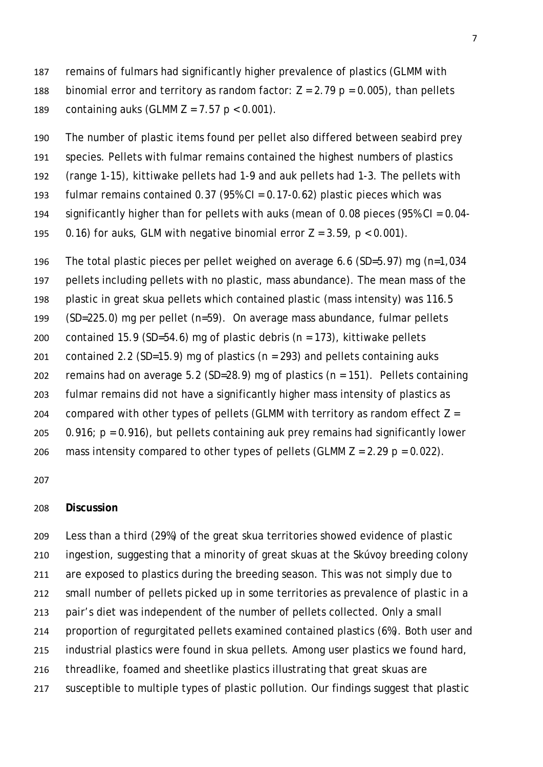remains of fulmars had significantly higher prevalence of plastics (GLMM with binomial error and territory as random factor: $Z = 2.79$ $p = 0.005$), than pellets containing auks (GLMM $Z = 7.57$ $p < 0.001$).

The number of plastic items found per pellet also differed between seabird prey species. Pellets with fulmar remains contained the highest numbers of plastics (range 1-15), kittiwake pellets had 1-9 and auk pellets had 1-3. The pellets with fulmar remains contained 0.37 (95% CI = 0.17-0.62) plastic pieces which was significantly higher than for pellets with auks (mean of 0.08 pieces (95% CI = 0.04-0.16) for auks, GLM with negative binomial error $Z = 3.59$, $p < 0.001$).

The total plastic pieces per pellet weighed on average 6.6 (SD=5.97) mg (n=1,034 pellets including pellets with no plastic, mass abundance). The mean mass of the plastic in great skua pellets which contained plastic (mass intensity) was 116.5 (SD=225.0) mg per pellet (n=59). On average mass abundance, fulmar pellets contained 15.9 (SD=54.6) mg of plastic debris (n = 173), kittiwake pellets contained 2.2 (SD=15.9) mg of plastics (n = 293) and pellets containing auks remains had on average 5.2 (SD=28.9) mg of plastics (n = 151). Pellets containing fulmar remains did not have a significantly higher mass intensity of plastics as compared with other types of pellets (GLMM with territory as random effect $Z = 0.916$; $p = 0.916$), but pellets containing auk prey remains had significantly lower mass intensity compared to other types of pellets (GLMM $Z = 2.29$ $p = 0.022$).

## Discussion

Less than a third (29%) of the great skua territories showed evidence of plastic ingestion, suggesting that a minority of great skuas at the Skúvoy breeding colony are exposed to plastics during the breeding season. This was not simply due to small number of pellets picked up in some territories as prevalence of plastic in a pair's diet was independent of the number of pellets collected. Only a small proportion of regurgitated pellets examined contained plastics (6%). Both user and industrial plastics were found in skua pellets. Among user plastics we found hard, threadlike, foamed and sheetlike plastics illustrating that great skuas are susceptible to multiple types of plastic pollution. Our findings suggest that plastic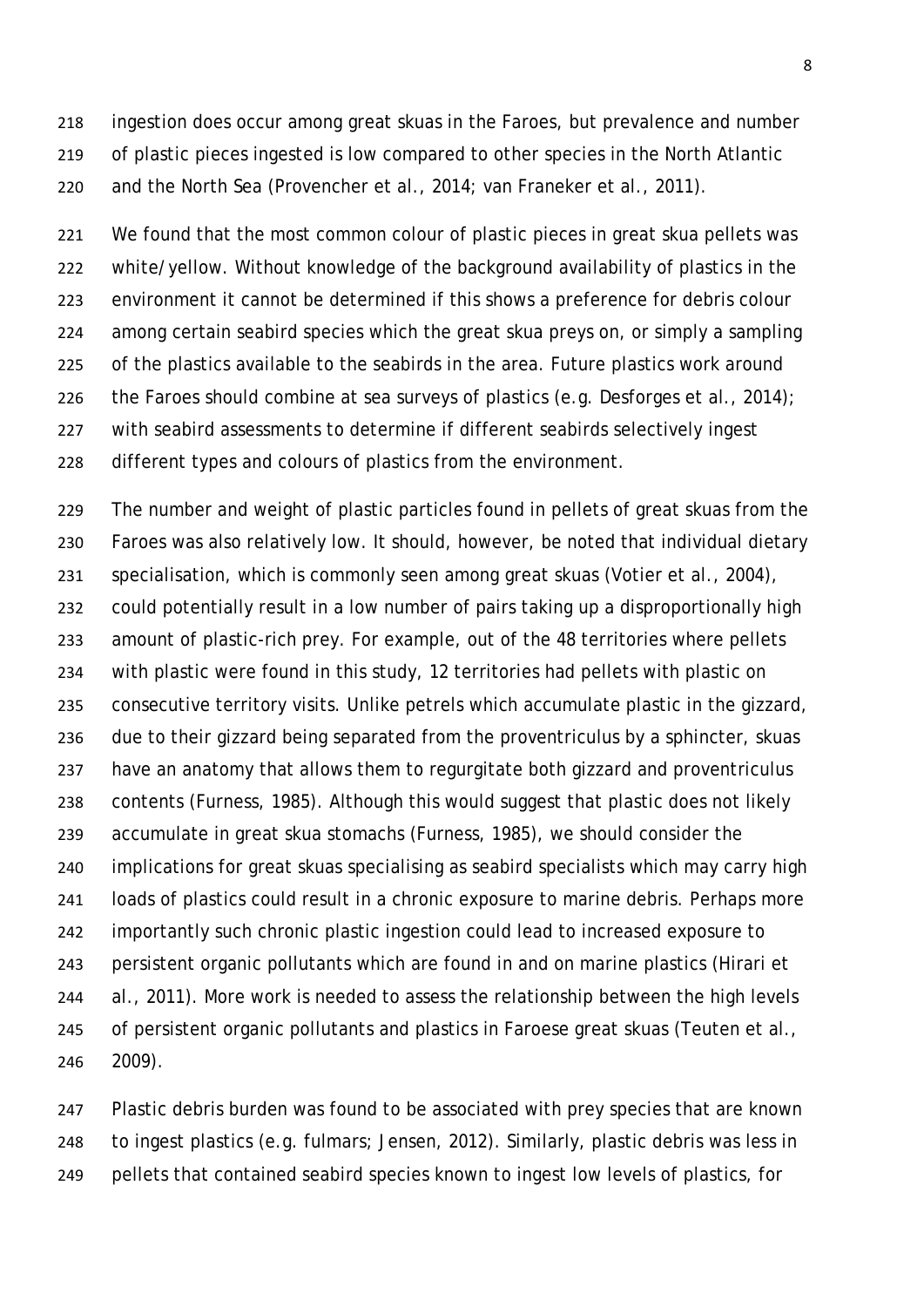ingestion does occur among great skuas in the Faroes, but prevalence and number of plastic pieces ingested is low compared to other species in the North Atlantic and the North Sea (Provencher et al., 2014; van Franeker et al., 2011).

We found that the most common colour of plastic pieces in great skua pellets was white/yellow. Without knowledge of the background availability of plastics in the environment it cannot be determined if this shows a preference for debris colour among certain seabird species which the great skua preys on, or simply a sampling of the plastics available to the seabirds in the area. Future plastics work around the Faroes should combine at sea surveys of plastics (e.g. Desforges et al., 2014); with seabird assessments to determine if different seabirds selectively ingest different types and colours of plastics from the environment.

The number and weight of plastic particles found in pellets of great skuas from the Faroes was also relatively low. It should, however, be noted that individual dietary specialisation, which is commonly seen among great skuas (Votier et al., 2004), could potentially result in a low number of pairs taking up a disproportionally high amount of plastic-rich prey. For example, out of the 48 territories where pellets with plastic were found in this study, 12 territories had pellets with plastic on consecutive territory visits. Unlike petrels which accumulate plastic in the gizzard, due to their gizzard being separated from the proventriculus by a sphincter, skuas have an anatomy that allows them to regurgitate both gizzard and proventriculus contents (Furness, 1985). Although this would suggest that plastic does not likely accumulate in great skua stomachs (Furness, 1985), we should consider the implications for great skuas specialising as seabird specialists which may carry high loads of plastics could result in a chronic exposure to marine debris. Perhaps more importantly such chronic plastic ingestion could lead to increased exposure to persistent organic pollutants which are found in and on marine plastics (Hirari et al., 2011). More work is needed to assess the relationship between the high levels of persistent organic pollutants and plastics in Faroese great skuas (Teuten et al., 2009).

Plastic debris burden was found to be associated with prey species that are known to ingest plastics (e.g. fulmars; Jensen, 2012). Similarly, plastic debris was less in pellets that contained seabird species known to ingest low levels of plastics, for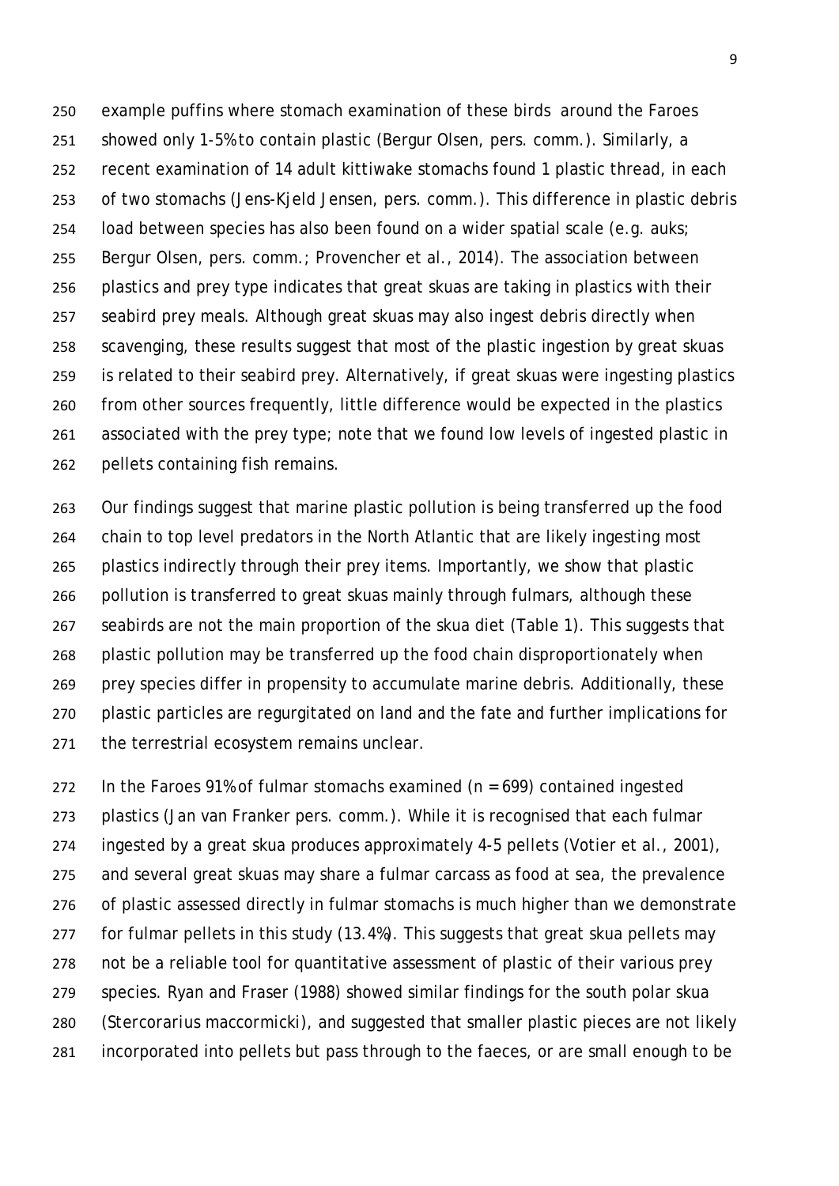example puffins where stomach examination of these birds around the Faroes showed only 1-5% to contain plastic (Bergur Olsen, pers. comm.). Similarly, a recent examination of 14 adult kittiwake stomachs found 1 plastic thread, in each of two stomachs (Jens-Kjeld Jensen, pers. comm.). This difference in plastic debris load between species has also been found on a wider spatial scale (e.g. auks; Bergur Olsen, pers. comm.; Provencher et al., 2014). The association between plastics and prey type indicates that great skuas are taking in plastics with their seabird prey meals. Although great skuas may also ingest debris directly when scavenging, these results suggest that most of the plastic ingestion by great skuas is related to their seabird prey. Alternatively, if great skuas were ingesting plastics from other sources frequently, little difference would be expected in the plastics associated with the prey type; note that we found low levels of ingested plastic in pellets containing fish remains.

Our findings suggest that marine plastic pollution is being transferred up the food chain to top level predators in the North Atlantic that are likely ingesting most plastics indirectly through their prey items. Importantly, we show that plastic pollution is transferred to great skuas mainly through fulmars, although these seabirds are not the main proportion of the skua diet (Table 1). This suggests that plastic pollution may be transferred up the food chain disproportionately when prey species differ in propensity to accumulate marine debris. Additionally, these plastic particles are regurgitated on land and the fate and further implications for the terrestrial ecosystem remains unclear.

In the Faroes 91% of fulmar stomachs examined ($n = 699$) contained ingested plastics (Jan van Franker pers. comm.). While it is recognised that each fulmar ingested by a great skua produces approximately 4-5 pellets (Votier et al., 2001), and several great skuas may share a fulmar carcass as food at sea, the prevalence of plastic assessed directly in fulmar stomachs is much higher than we demonstrate for fulmar pellets in this study (13.4%). This suggests that great skua pellets may not be a reliable tool for quantitative assessment of plastic of their various prey species. Ryan and Fraser (1988) showed similar findings for the south polar skua (*Stercorarius maccormicki*), and suggested that smaller plastic pieces are not likely incorporated into pellets but pass through to the faeces, or are small enough to be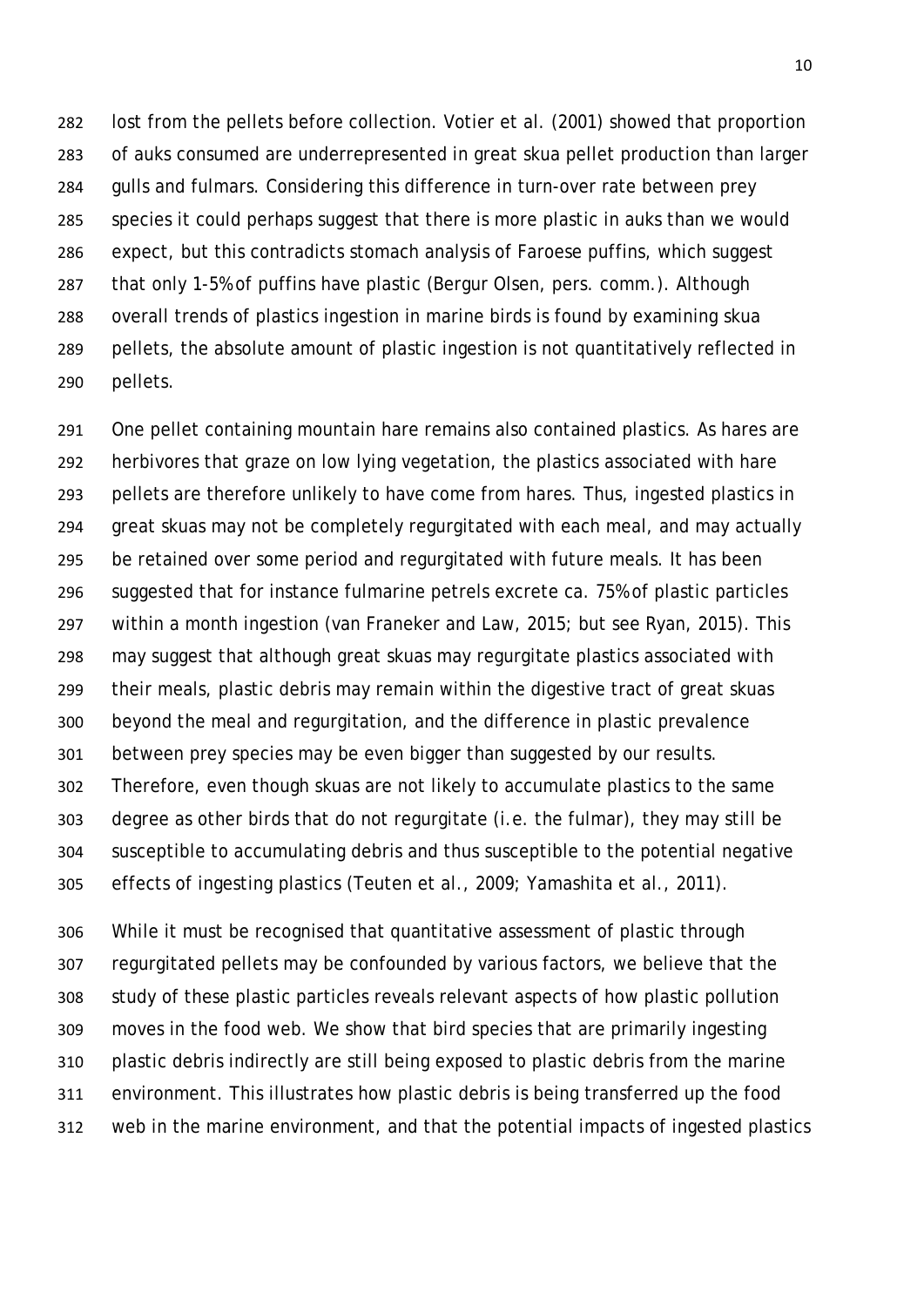lost from the pellets before collection. Votier et al. (2001) showed that proportion of auks consumed are underrepresented in great skua pellet production than larger gulls and fulmars. Considering this difference in turn-over rate between prey species it could perhaps suggest that there is more plastic in auks than we would expect, but this contradicts stomach analysis of Faroese puffins, which suggest that only 1-5% of puffins have plastic (Bergur Olsen, pers. comm.). Although overall trends of plastics ingestion in marine birds is found by examining skua pellets, the absolute amount of plastic ingestion is not quantitatively reflected in pellets.

One pellet containing mountain hare remains also contained plastics. As hares are herbivores that graze on low lying vegetation, the plastics associated with hare pellets are therefore unlikely to have come from hares. Thus, ingested plastics in great skuas may not be completely regurgitated with each meal, and may actually be retained over some period and regurgitated with future meals. It has been suggested that for instance fulmarine petrels excrete ca. 75% of plastic particles within a month ingestion (van Franeker and Law, 2015; but see Ryan, 2015). This may suggest that although great skuas may regurgitate plastics associated with their meals, plastic debris may remain within the digestive tract of great skuas beyond the meal and regurgitation, and the difference in plastic prevalence between prey species may be even bigger than suggested by our results. Therefore, even though skuas are not likely to accumulate plastics to the same degree as other birds that do not regurgitate (i.e. the fulmar), they may still be susceptible to accumulating debris and thus susceptible to the potential negative effects of ingesting plastics (Teuten et al., 2009; Yamashita et al., 2011).

While it must be recognised that quantitative assessment of plastic through regurgitated pellets may be confounded by various factors, we believe that the study of these plastic particles reveals relevant aspects of how plastic pollution moves in the food web. We show that bird species that are primarily ingesting plastic debris indirectly are still being exposed to plastic debris from the marine environment. This illustrates how plastic debris is being transferred up the food web in the marine environment, and that the potential impacts of ingested plastics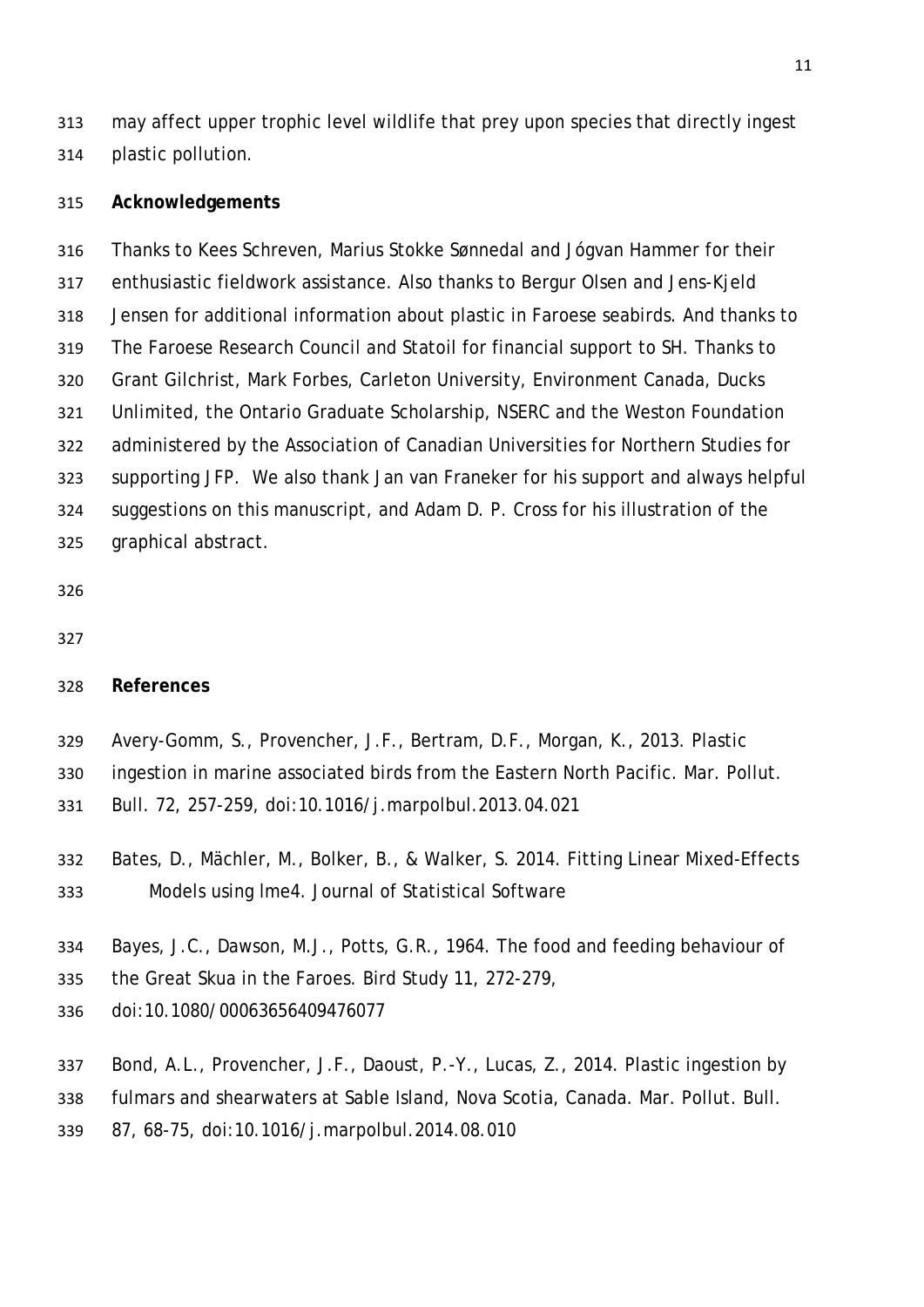may affect upper trophic level wildlife that prey upon species that directly ingest plastic pollution.

**Acknowledgements**

Thanks to Kees Schreven, Marius Stokke Sønnedal and Jógvan Hammer for their enthusiastic fieldwork assistance. Also thanks to Bergur Olsen and Jens-Kjeld Jensen for additional information about plastic in Faroese seabirds. And thanks to The Faroese Research Council and Statoil for financial support to SH. Thanks to Grant Gilchrist, Mark Forbes, Carleton University, Environment Canada, Ducks Unlimited, the Ontario Graduate Scholarship, NSERC and the Weston Foundation administered by the Association of Canadian Universities for Northern Studies for supporting JFP. We also thank Jan van Franeker for his support and always helpful suggestions on this manuscript, and Adam D. P. Cross for his illustration of the graphical abstract.

**References**

Avery-Gomm, S., Provencher, J.F., Bertram, D.F., Morgan, K., 2013. Plastic ingestion in marine associated birds from the Eastern North Pacific. Mar. Pollut. Bull. 72, 257-259, doi:10.1016/j.marpolbul.2013.04.021

Bates, D., Mächler, M., Bolker, B., & Walker, S. 2014. Fitting Linear Mixed-Effects Models using lme4. Journal of Statistical Software

Bayes, J.C., Dawson, M.J., Potts, G.R., 1964. The food and feeding behaviour of the Great Skua in the Faroes. Bird Study 11, 272-279, doi:10.1080/00063656409476077

Bond, A.L., Provencher, J.F., Daoust, P.-Y., Lucas, Z., 2014. Plastic ingestion by fulmars and shearwaters at Sable Island, Nova Scotia, Canada. Mar. Pollut. Bull. 87, 68-75, doi:10.1016/j.marpolbul.2014.08.010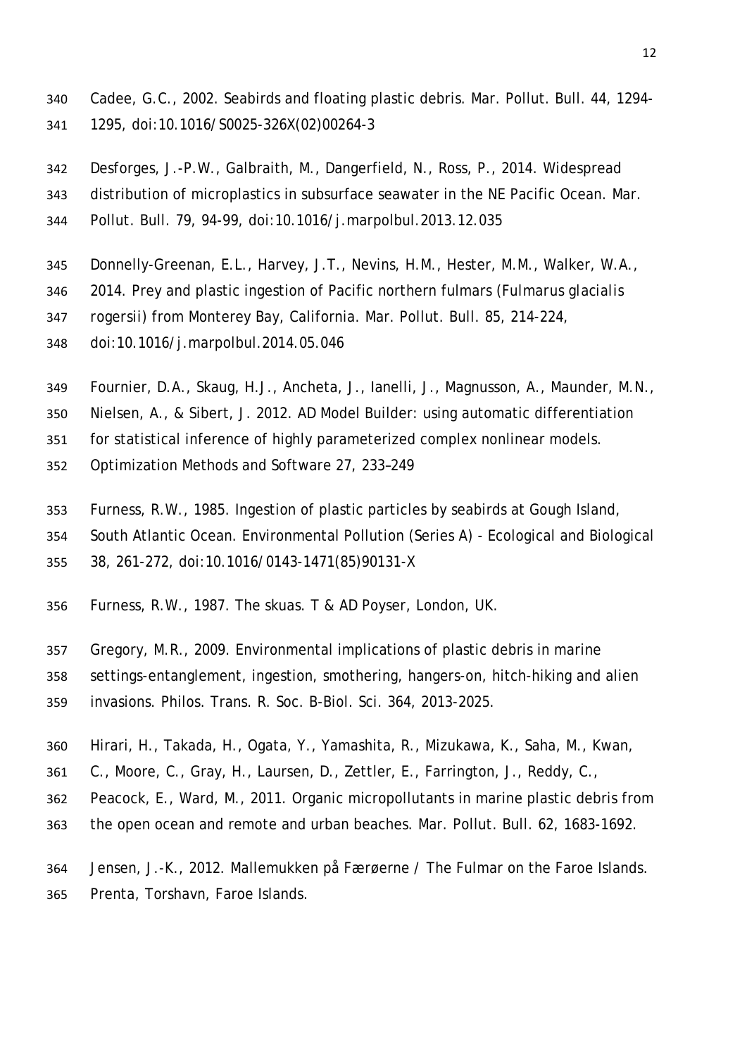Cadee, G.C., 2002. Seabirds and floating plastic debris. Mar. Pollut. Bull. 44, 1294-1295, doi:10.1016/S0025-326X(02)00264-3

Desforges, J.-P.W., Galbraith, M., Dangerfield, N., Ross, P., 2014. Widespread distribution of microplastics in subsurface seawater in the NE Pacific Ocean. Mar. Pollut. Bull. 79, 94-99, doi:10.1016/j.marpolbul.2013.12.035

Donnelly-Greenan, E.L., Harvey, J.T., Nevins, H.M., Hester, M.M., Walker, W.A., 2014. Prey and plastic ingestion of Pacific northern fulmars (*Fulmarus glacialis rogersii*) from Monterey Bay, California. Mar. Pollut. Bull. 85, 214-224, doi:10.1016/j.marpolbul.2014.05.046

Fournier, D.A., Skaug, H.J., Ancheta, J., Ianelli, J., Magnusson, A., Maunder, M.N., Nielsen, A., & Sibert, J. 2012. AD Model Builder: using automatic differentiation for statistical inference of highly parameterized complex nonlinear models. Optimization Methods and Software 27, 233–249

Furness, R.W., 1985. Ingestion of plastic particles by seabirds at Gough Island, South Atlantic Ocean. Environmental Pollution (Series A) - Ecological and Biological 38, 261-272, doi:10.1016/0143-1471(85)90131-X

Furness, R.W., 1987. The skuas. T & AD Poyser, London, UK.

Gregory, M.R., 2009. Environmental implications of plastic debris in marine settings-entanglement, ingestion, smothering, hangers-on, hitch-hiking and alien invasions. Philos. Trans. R. Soc. B-Biol. Sci. 364, 2013-2025.

Hirari, H., Takada, H., Ogata, Y., Yamashita, R., Mizukawa, K., Saha, M., Kwan, C., Moore, C., Gray, H., Laursen, D., Zettler, E., Farrington, J., Reddy, C., Peacock, E., Ward, M., 2011. Organic micropollutants in marine plastic debris from the open ocean and remote and urban beaches. Mar. Pollut. Bull. 62, 1683-1692.

Jensen, J.-K., 2012. Mallemukken på Færøerne / The Fulmar on the Faroe Islands. Prenta, Torshavn, Faroe Islands.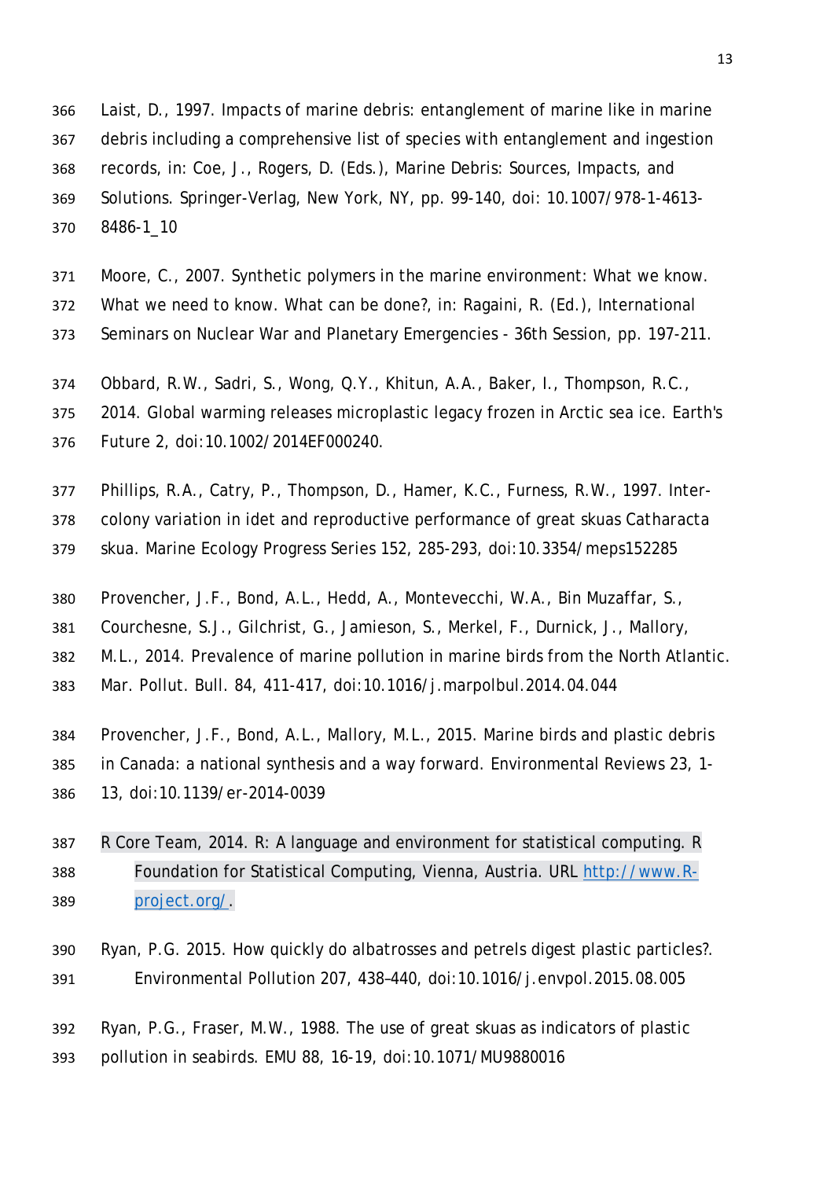Laist, D., 1997. Impacts of marine debris: entanglement of marine like in marine debris including a comprehensive list of species with entanglement and ingestion records, in: Coe, J., Rogers, D. (Eds.), Marine Debris: Sources, Impacts, and Solutions. Springer-Verlag, New York, NY, pp. 99-140, doi: 10.1007/978-1-4613-8486-1_10

Moore, C., 2007. Synthetic polymers in the marine environment: What we know. What we need to know. What can be done?, in: Ragaini, R. (Ed.), International Seminars on Nuclear War and Planetary Emergencies - 36th Session, pp. 197-211.

Obbard, R.W., Sadri, S., Wong, Q.Y., Khitun, A.A., Baker, I., Thompson, R.C., 2014. Global warming releases microplastic legacy frozen in Arctic sea ice. Earth's Future 2, doi:10.1002/2014EF000240.

Phillips, R.A., Catry, P., Thompson, D., Hamer, K.C., Furness, R.W., 1997. Inter-colony variation in idet and reproductive performance of great skuas Catharacta skua. Marine Ecology Progress Series 152, 285-293, doi:10.3354/meps152285

Provencher, J.F., Bond, A.L., Hedd, A., Montevecchi, W.A., Bin Muzaffar, S., Courchesne, S.J., Gilchrist, G., Jamieson, S., Merkel, F., Durnick, J., Mallory, M.L., 2014. Prevalence of marine pollution in marine birds from the North Atlantic. Mar. Pollut. Bull. 84, 411-417, doi:10.1016/j.marpolbul.2014.04.044

Provencher, J.F., Bond, A.L., Mallory, M.L., 2015. Marine birds and plastic debris in Canada: a national synthesis and a way forward. Environmental Reviews 23, 1-13, doi:10.1139/er-2014-0039

R Core Team, 2014. R: A language and environment for statistical computing. R Foundation for Statistical Computing, Vienna, Austria. URL http://www.R-project.org/.

Ryan, P.G. 2015. How quickly do albatrosses and petrels digest plastic particles?. Environmental Pollution 207, 438–440, doi:10.1016/j.envpol.2015.08.005

Ryan, P.G., Fraser, M.W., 1988. The use of great skuas as indicators of plastic pollution in seabirds. EMU 88, 16-19, doi:10.1071/MU9880016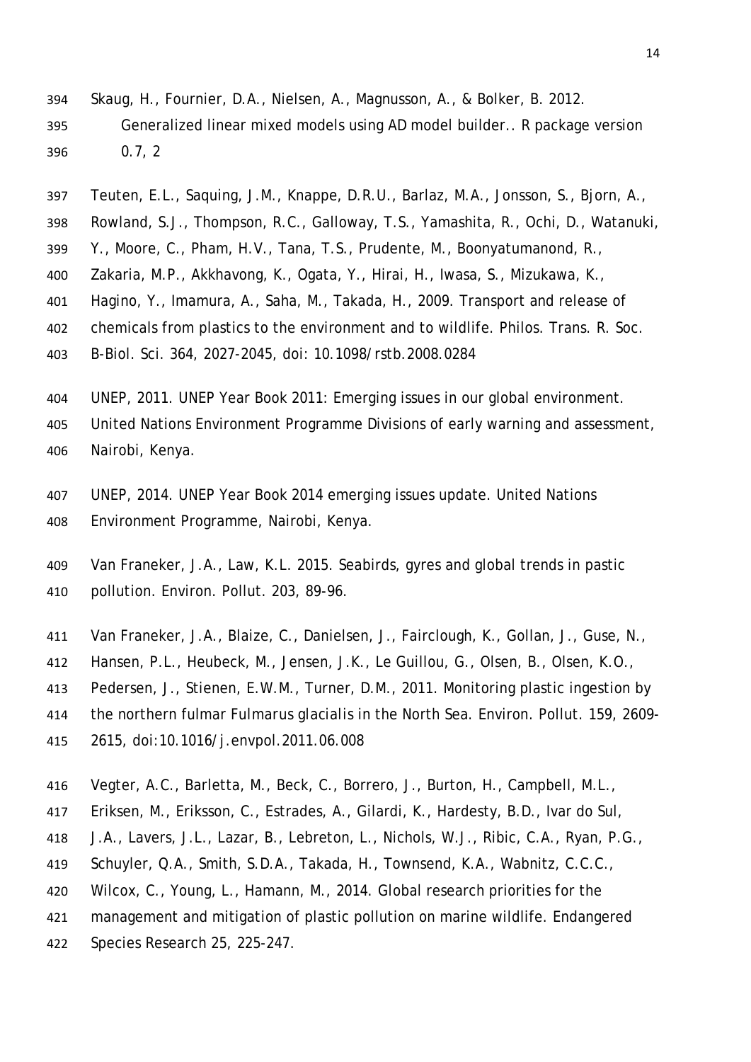Skaug, H., Fournier, D.A., Nielsen, A., Magnusson, A., & Bolker, B. 2012. Generalized linear mixed models using AD model builder.. R package version 0.7, 2

Teuten, E.L., Saquing, J.M., Knappe, D.R.U., Barlaz, M.A., Jonsson, S., Bjorn, A., Rowland, S.J., Thompson, R.C., Galloway, T.S., Yamashita, R., Ochi, D., Watanuki, Y., Moore, C., Pham, H.V., Tana, T.S., Prudente, M., Boonyatumanond, R., Zakaria, M.P., Akkhavong, K., Ogata, Y., Hirai, H., Iwasa, S., Mizukawa, K., Hagino, Y., Imamura, A., Saha, M., Takada, H., 2009. Transport and release of chemicals from plastics to the environment and to wildlife. Philos. Trans. R. Soc. B-Biol. Sci. 364, 2027-2045, doi: 10.1098/rstb.2008.0284

UNEP, 2011. UNEP Year Book 2011: Emerging issues in our global environment. United Nations Environment Programme Divisions of early warning and assessment, Nairobi, Kenya.

UNEP, 2014. UNEP Year Book 2014 emerging issues update. United Nations Environment Programme, Nairobi, Kenya.

Van Franeker, J.A., Law, K.L. 2015. Seabirds, gyres and global trends in pastic pollution. Environ. Pollut. 203, 89-96.

Van Franeker, J.A., Blaize, C., Danielsen, J., Fairclough, K., Gollan, J., Guse, N., Hansen, P.L., Heubeck, M., Jensen, J.K., Le Guillou, G., Olsen, B., Olsen, K.O., Pedersen, J., Stienen, E.W.M., Turner, D.M., 2011. Monitoring plastic ingestion by the northern fulmar *Fulmarus glacialis* in the North Sea. Environ. Pollut. 159, 2609-2615, doi:10.1016/j.envpol.2011.06.008

Vegter, A.C., Barletta, M., Beck, C., Borrero, J., Burton, H., Campbell, M.L., Eriksen, M., Eriksson, C., Estrades, A., Gilardi, K., Hardesty, B.D., Ivar do Sul, J.A., Lavers, J.L., Lazar, B., Lebreton, L., Nichols, W.J., Ribic, C.A., Ryan, P.G., Schuyler, Q.A., Smith, S.D.A., Takada, H., Townsend, K.A., Wabnitz, C.C.C., Wilcox, C., Young, L., Hamann, M., 2014. Global research priorities for the management and mitigation of plastic pollution on marine wildlife. Endangered Species Research 25, 225-247.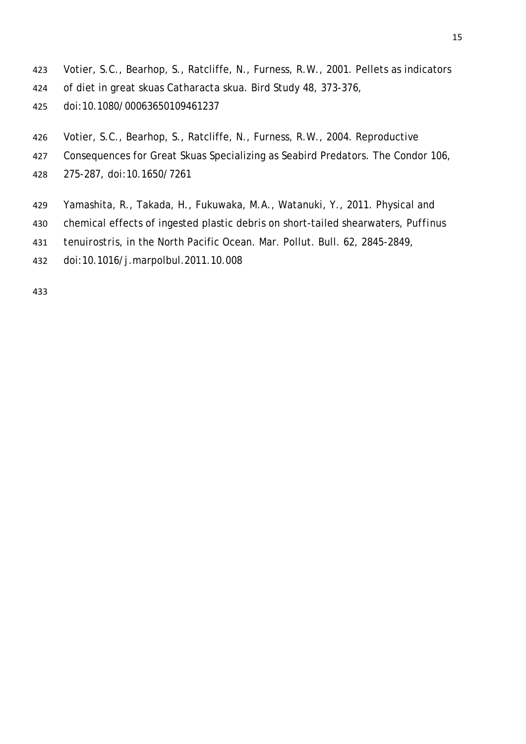Votier, S.C., Bearhop, S., Ratcliffe, N., Furness, R.W., 2001. Pellets as indicators of diet in great skuas *Catharacta skua*. Bird Study 48, 373-376, doi:10.1080/00063650109461237

Votier, S.C., Bearhop, S., Ratcliffe, N., Furness, R.W., 2004. Reproductive Consequences for Great Skuas Specializing as Seabird Predators. The Condor 106, 275-287, doi:10.1650/7261

Yamashita, R., Takada, H., Fukuwaka, M.A., Watanuki, Y., 2011. Physical and chemical effects of ingested plastic debris on short-tailed shearwaters, *Puffinus tenuirostris*, in the North Pacific Ocean. Mar. Pollut. Bull. 62, 2845-2849, doi:10.1016/j.marpolbul.2011.10.008